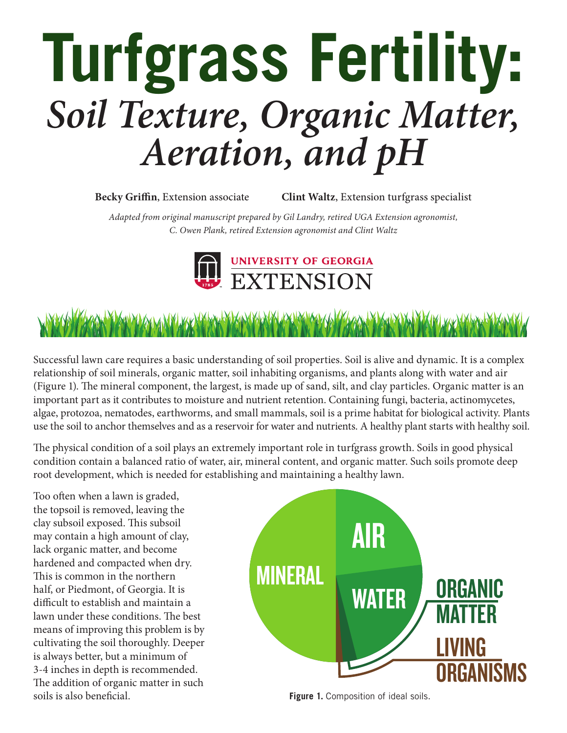# Turfgrass Fertility:

## *Soil Texture, Organic Matter, Aeration, and pH*

**Becky Griffin**, Extension associate **Clint Waltz**, Extension turfgrass specialist

*Adapted from original manuscript prepared by Gil Landry, retired UGA Extension agronomist, C. Owen Plank, retired Extension agronomist and Clint Waltz*

UNIVERSITY OF GEORGIA EXTENSION

Successful lawn care requires a basic understanding of soil properties. Soil is alive and dynamic. It is a complex relationship of soil minerals, organic matter, soil inhabiting organisms, and plants along with water and air (Figure 1). The mineral component, the largest, is made up of sand, silt, and clay particles. Organic matter is an important part as it contributes to moisture and nutrient retention. Containing fungi, bacteria, actinomycetes, algae, protozoa, nematodes, earthworms, and small mammals, soil is a prime habitat for biological activity. Plants use the soil to anchor themselves and as a reservoir for water and nutrients. A healthy plant starts with healthy soil.

The physical condition of a soil plays an extremely important role in turfgrass growth. Soils in good physical condition contain a balanced ratio of water, air, mineral content, and organic matter. Such soils promote deep root development, which is needed for establishing and maintaining a healthy lawn.

Too often when a lawn is graded, the topsoil is removed, leaving the clay subsoil exposed. This subsoil may contain a high amount of clay, lack organic matter, and become hardened and compacted when dry. This is common in the northern half, or Piedmont, of Georgia. It is difficult to establish and maintain a lawn under these conditions. The best means of improving this problem is by cultivating the soil thoroughly. Deeper is always better, but a minimum of 3-4 inches in depth is recommended. The addition of organic matter in such soils is also beneficial.

MINERAL | AIR | WATER | ORGANIC MATTER | LIVING ORGANISMS

**Figure 1.** Composition of ideal soils.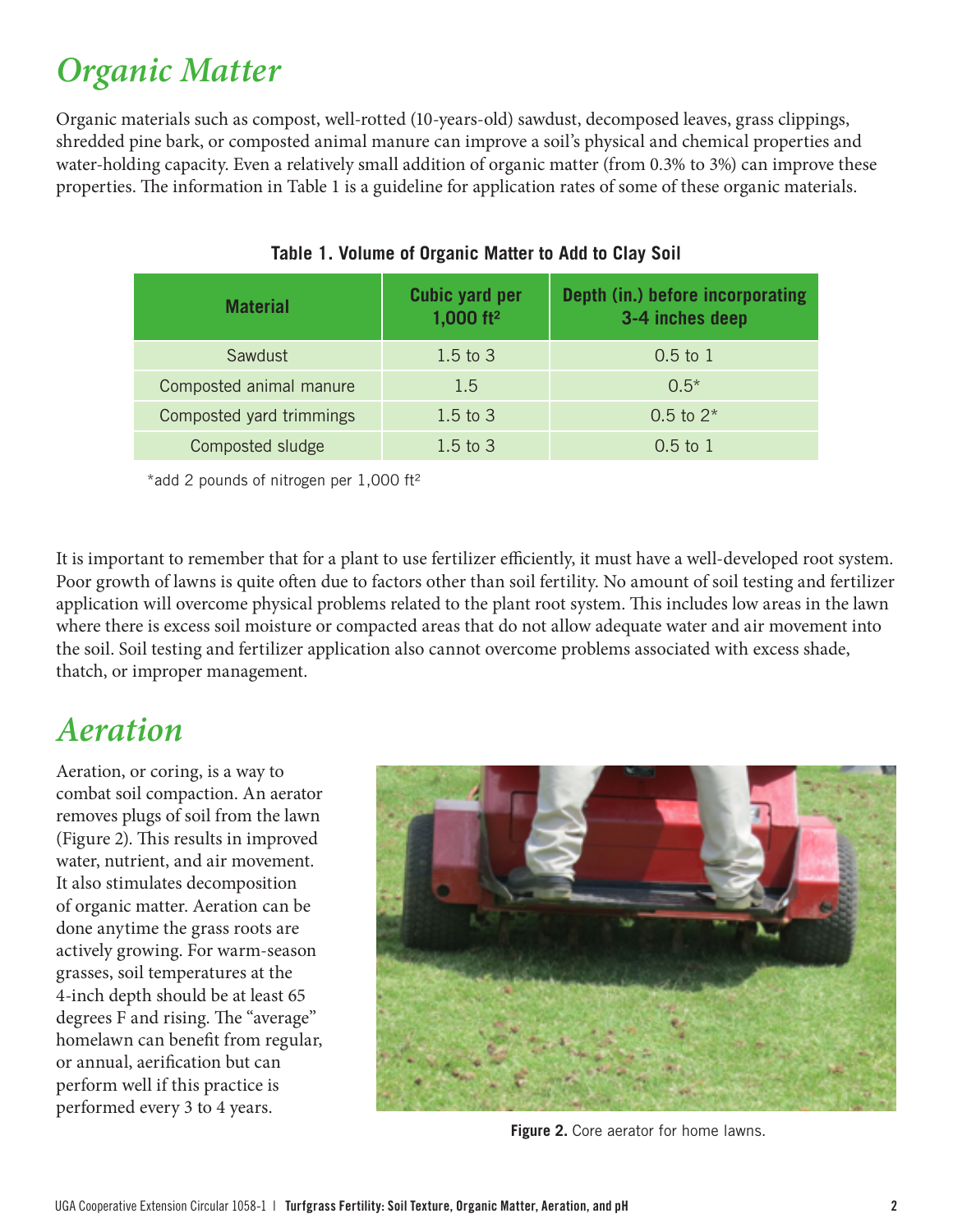# Organic Matter

Organic materials such as compost, well-rotted (10-years-old) sawdust, decomposed leaves, grass clippings, shredded pine bark, or composted animal manure can improve a soil's physical and chemical properties and water-holding capacity. Even a relatively small addition of organic matter (from 0.3% to 3%) can improve these properties. The information in Table 1 is a guideline for application rates of some of these organic materials.

**Table 1. Volume of Organic Matter to Add to Clay Soil**

| Material | Cubic yard per 1,000 ft² | Depth (in.) before incorporating 3-4 inches deep |
|---|---|---|
| Sawdust | 1.5 to 3 | 0.5 to 1 |
| Composted animal manure | 1.5 | 0.5* |
| Composted yard trimmings | 1.5 to 3 | 0.5 to 2* |
| Composted sludge | 1.5 to 3 | 0.5 to 1 |

*add 2 pounds of nitrogen per 1,000 ft²

It is important to remember that for a plant to use fertilizer efficiently, it must have a well-developed root system. Poor growth of lawns is quite often due to factors other than soil fertility. No amount of soil testing and fertilizer application will overcome physical problems related to the plant root system. This includes low areas in the lawn where there is excess soil moisture or compacted areas that do not allow adequate water and air movement into the soil. Soil testing and fertilizer application also cannot overcome problems associated with excess shade, thatch, or improper management.

# Aeration

Aeration, or coring, is a way to combat soil compaction. An aerator removes plugs of soil from the lawn (Figure 2). This results in improved water, nutrient, and air movement. It also stimulates decomposition of organic matter. Aeration can be done anytime the grass roots are actively growing. For warm-season grasses, soil temperatures at the 4-inch depth should be at least 65 degrees F and rising. The "average" homelawn can benefit from regular, or annual, aerification but can perform well if this practice is performed every 3 to 4 years.

**Figure 2.** Core aerator for home lawns.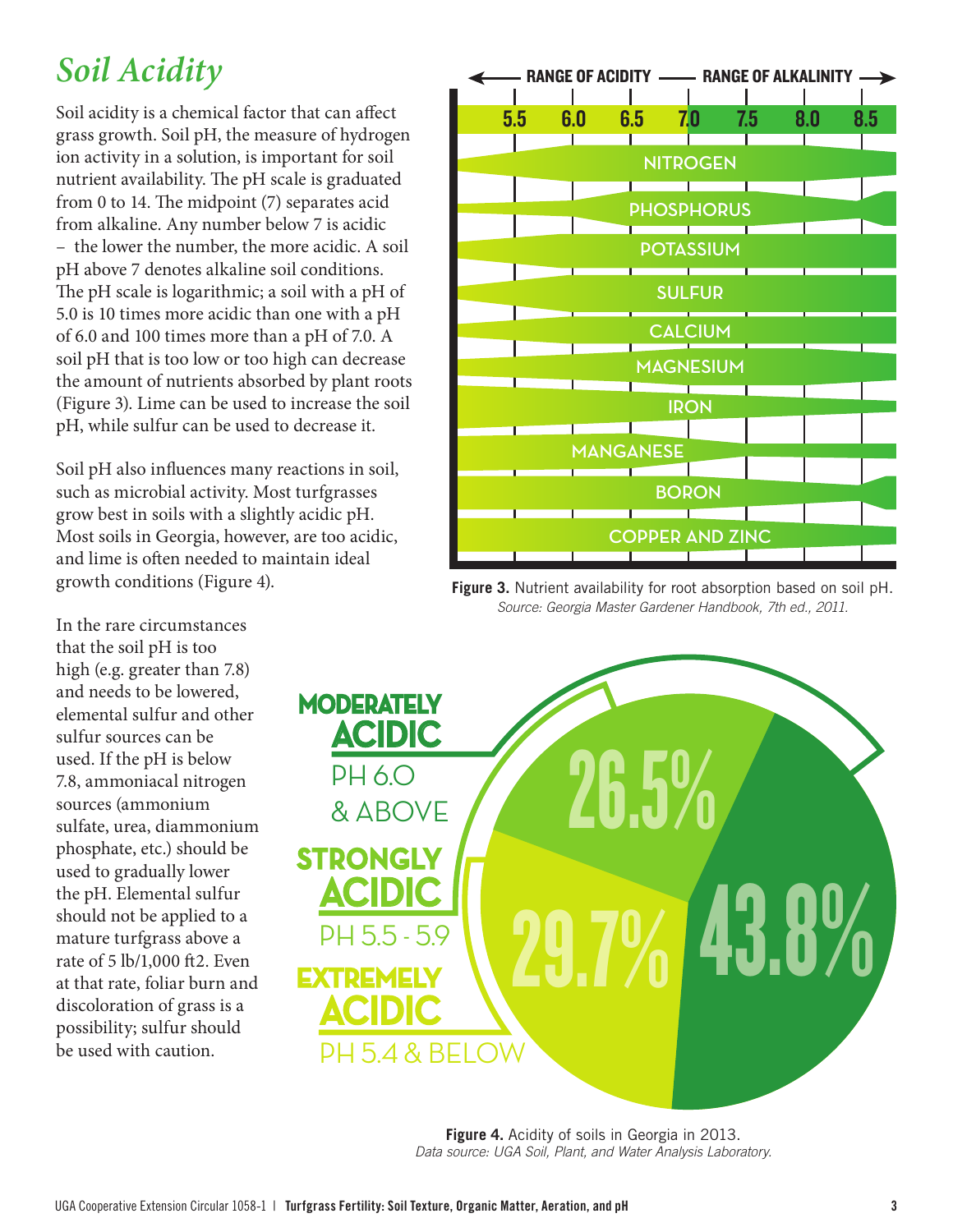## Soil Acidity

Soil acidity is a chemical factor that can affect grass growth. Soil pH, the measure of hydrogen ion activity in a solution, is important for soil nutrient availability. The pH scale is graduated from 0 to 14. The midpoint (7) separates acid from alkaline. Any number below 7 is acidic – the lower the number, the more acidic. A soil pH above 7 denotes alkaline soil conditions. The pH scale is logarithmic; a soil with a pH of 5.0 is 10 times more acidic than one with a pH of 6.0 and 100 times more than a pH of 7.0. A soil pH that is too low or too high can decrease the amount of nutrients absorbed by plant roots (Figure 3). Lime can be used to increase the soil pH, while sulfur can be used to decrease it.

Soil pH also influences many reactions in soil, such as microbial activity. Most turfgrasses grow best in soils with a slightly acidic pH. Most soils in Georgia, however, are too acidic, and lime is often needed to maintain ideal growth conditions (Figure 4).

In the rare circumstances that the soil pH is too high (e.g. greater than 7.8) and needs to be lowered, elemental sulfur and other sulfur sources can be used. If the pH is below 7.8, ammoniacal nitrogen sources (ammonium sulfate, urea, diammonium phosphate, etc.) should be used to gradually lower the pH. Elemental sulfur should not be applied to a mature turfgrass above a rate of 5 lb/1,000 ft2. Even at that rate, foliar burn and discoloration of grass is a possibility; sulfur should be used with caution.

**Figure 3.** Nutrient availability for root absorption based on soil pH.
*Source: Georgia Master Gardener Handbook, 7th ed., 2011.*

**Figure 4.** Acidity of soils in Georgia in 2013.
*Data source: UGA Soil, Plant, and Water Analysis Laboratory.*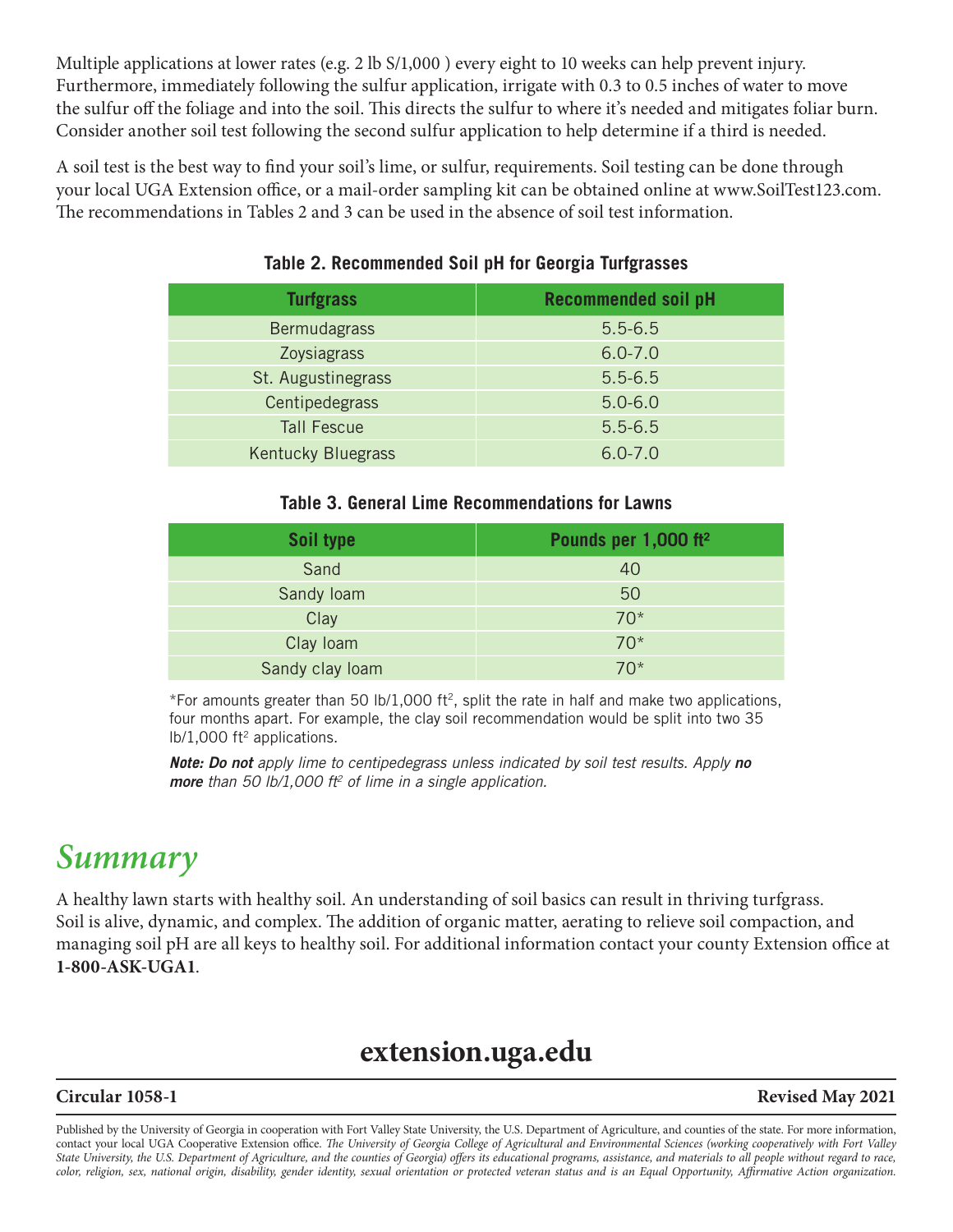Multiple applications at lower rates (e.g. 2 lb S/1,000 ) every eight to 10 weeks can help prevent injury. Furthermore, immediately following the sulfur application, irrigate with 0.3 to 0.5 inches of water to move the sulfur off the foliage and into the soil. This directs the sulfur to where it's needed and mitigates foliar burn. Consider another soil test following the second sulfur application to help determine if a third is needed.

A soil test is the best way to find your soil's lime, or sulfur, requirements. Soil testing can be done through your local UGA Extension office, or a mail-order sampling kit can be obtained online at www.SoilTest123.com. The recommendations in Tables 2 and 3 can be used in the absence of soil test information.

**Table 2. Recommended Soil pH for Georgia Turfgrasses**

| Turfgrass | Recommended soil pH |
|---|---|
| Bermudagrass | 5.5-6.5 |
| Zoysiagrass | 6.0-7.0 |
| St. Augustinegrass | 5.5-6.5 |
| Centipedegrass | 5.0-6.0 |
| Tall Fescue | 5.5-6.5 |
| Kentucky Bluegrass | 6.0-7.0 |

**Table 3. General Lime Recommendations for Lawns**

| Soil type | Pounds per 1,000 $ft^2$ |
|---|---|
| Sand | 40 |
| Sandy loam | 50 |
| Clay | 70* |
| Clay loam | 70* |
| Sandy clay loam | 70* |

*For amounts greater than 50 lb/1,000 $ft^2$, split the rate in half and make two applications, four months apart. For example, the clay soil recommendation would be split into two 35 lb/1,000 $ft^2$ applications.

***Note: Do not*** *apply lime to centipedegrass unless indicated by soil test results. Apply* ***no more*** *than 50 lb/1,000 $ft^2$ of lime in a single application.*

# *Summary*

A healthy lawn starts with healthy soil. An understanding of soil basics can result in thriving turfgrass. Soil is alive, dynamic, and complex. The addition of organic matter, aerating to relieve soil compaction, and managing soil pH are all keys to healthy soil. For additional information contact your county Extension office at **1-800-ASK-UGA1**.

**extension.uga.edu**

**Circular 1058-1** **Revised May 2021**

Published by the University of Georgia in cooperation with Fort Valley State University, the U.S. Department of Agriculture, and counties of the state. For more information, contact your local UGA Cooperative Extension office. *The University of Georgia College of Agricultural and Environmental Sciences (working cooperatively with Fort Valley State University, the U.S. Department of Agriculture, and the counties of Georgia) offers its educational programs, assistance, and materials to all people without regard to race, color, religion, sex, national origin, disability, gender identity, sexual orientation or protected veteran status and is an Equal Opportunity, Affirmative Action organization.*